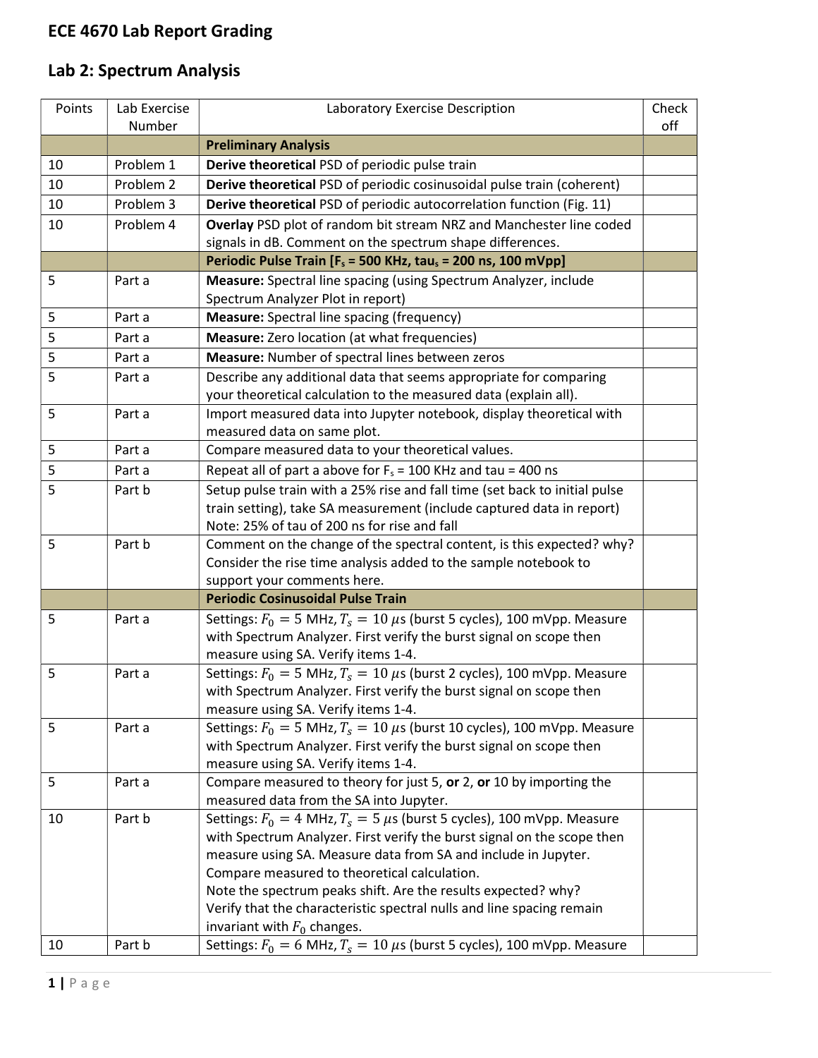# ECE 4670 Lab Report Grading

## Lab 2: Spectrum Analysis

| Points | Lab Exercise Number | Laboratory Exercise Description | Check off |
|---|---|---|---|
| | | **Preliminary Analysis** | |
| 10 | Problem 1 | **Derive theoretical** PSD of periodic pulse train | |
| 10 | Problem 2 | **Derive theoretical** PSD of periodic cosinusoidal pulse train (coherent) | |
| 10 | Problem 3 | **Derive theoretical** PSD of periodic autocorrelation function (Fig. 11) | |
| 10 | Problem 4 | **Overlay** PSD plot of random bit stream NRZ and Manchester line coded signals in dB. Comment on the spectrum shape differences. | |
| | | **Periodic Pulse Train [$F_s$ = 500 KHz, $tau_s$ = 200 ns, 100 mVpp]** | |
| 5 | Part a | **Measure:** Spectral line spacing (using Spectrum Analyzer, include Spectrum Analyzer Plot in report) | |
| 5 | Part a | **Measure:** Spectral line spacing (frequency) | |
| 5 | Part a | **Measure:** Zero location (at what frequencies) | |
| 5 | Part a | **Measure:** Number of spectral lines between zeros | |
| 5 | Part a | Describe any additional data that seems appropriate for comparing your theoretical calculation to the measured data (explain all). | |
| 5 | Part a | Import measured data into Jupyter notebook, display theoretical with measured data on same plot. | |
| 5 | Part a | Compare measured data to your theoretical values. | |
| 5 | Part a | Repeat all of part a above for $F_s$ = 100 KHz and tau = 400 ns | |
| 5 | Part b | Setup pulse train with a 25% rise and fall time (set back to initial pulse train setting), take SA measurement (include captured data in report) Note: 25% of tau of 200 ns for rise and fall | |
| 5 | Part b | Comment on the change of the spectral content, is this expected? why? Consider the rise time analysis added to the sample notebook to support your comments here. | |
| | | **Periodic Cosinusoidal Pulse Train** | |
| 5 | Part a | Settings: $F_0 = 5$ MHz, $T_s = 10\ \mu$s (burst 5 cycles), 100 mVpp. Measure with Spectrum Analyzer. First verify the burst signal on scope then measure using SA. Verify items 1-4. | |
| 5 | Part a | Settings: $F_0 = 5$ MHz, $T_s = 10\ \mu$s (burst 2 cycles), 100 mVpp. Measure with Spectrum Analyzer. First verify the burst signal on scope then measure using SA. Verify items 1-4. | |
| 5 | Part a | Settings: $F_0 = 5$ MHz, $T_s = 10\ \mu$s (burst 10 cycles), 100 mVpp. Measure with Spectrum Analyzer. First verify the burst signal on scope then measure using SA. Verify items 1-4. | |
| 5 | Part a | Compare measured to theory for just 5, **or** 2, **or** 10 by importing the measured data from the SA into Jupyter. | |
| 10 | Part b | Settings: $F_0 = 4$ MHz, $T_s = 5\ \mu$s (burst 5 cycles), 100 mVpp. Measure with Spectrum Analyzer. First verify the burst signal on the scope then measure using SA. Measure data from SA and include in Jupyter. Compare measured to theoretical calculation. Note the spectrum peaks shift. Are the results expected? why? Verify that the characteristic spectral nulls and line spacing remain invariant with $F_0$ changes. | |
| 10 | Part b | Settings: $F_0 = 6$ MHz, $T_s = 10\ \mu$s (burst 5 cycles), 100 mVpp. Measure | |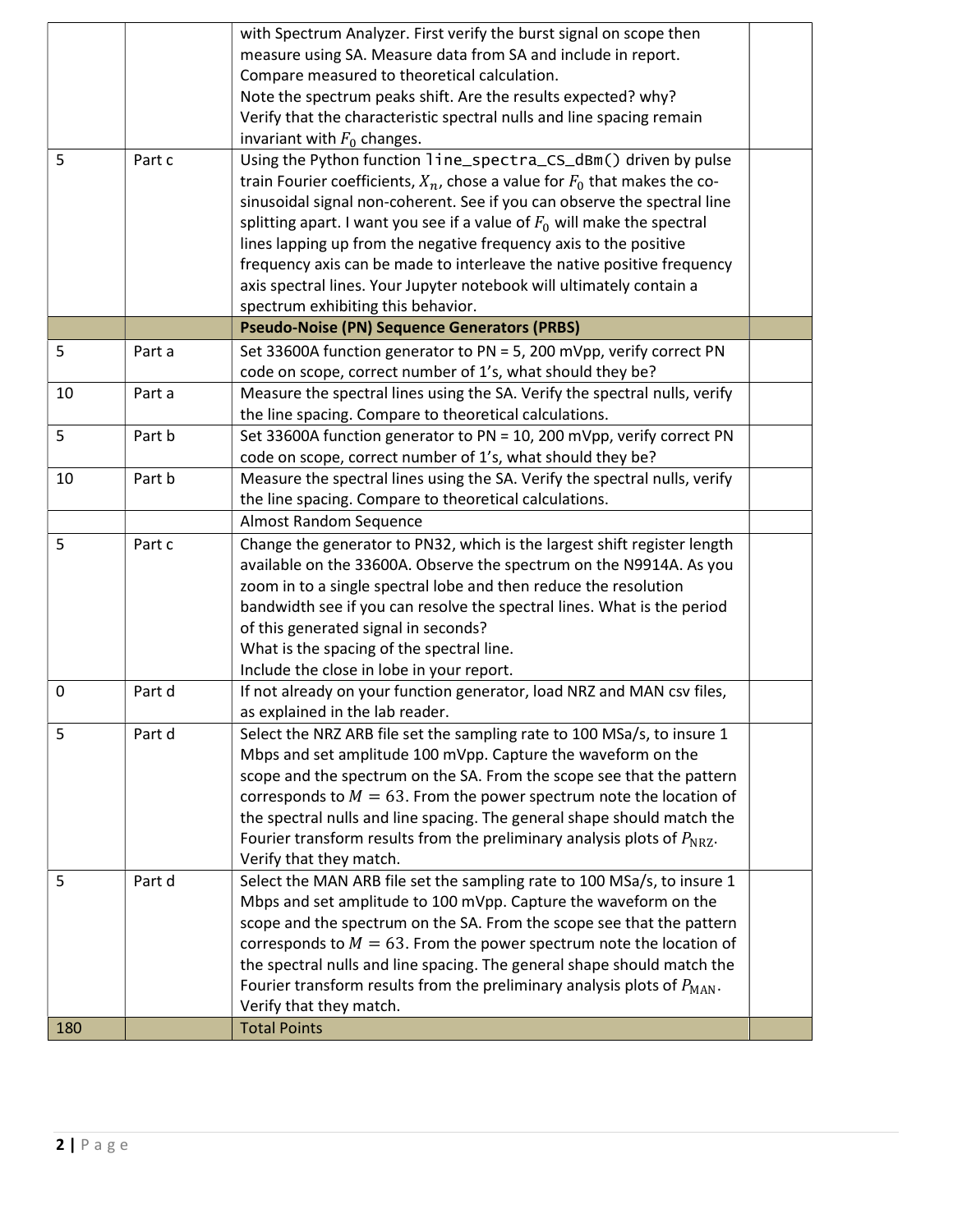| | | | |
|---|---|---|---|
| | | with Spectrum Analyzer. First verify the burst signal on scope then measure using SA. Measure data from SA and include in report. Compare measured to theoretical calculation. Note the spectrum peaks shift. Are the results expected? why? Verify that the characteristic spectral nulls and line spacing remain invariant with $F_0$ changes. | |
| 5 | Part c | Using the Python function `line_spectra_CS_dBm()` driven by pulse train Fourier coefficients, $X_n$, chose a value for $F_0$ that makes the co-sinusoidal signal non-coherent. See if you can observe the spectral line splitting apart. I want you see if a value of $F_0$ will make the spectral lines lapping up from the negative frequency axis to the positive frequency axis can be made to interleave the native positive frequency axis spectral lines. Your Jupyter notebook will ultimately contain a spectrum exhibiting this behavior. | |
| | | **Pseudo-Noise (PN) Sequence Generators (PRBS)** | |
| 5 | Part a | Set 33600A function generator to PN = 5, 200 mVpp, verify correct PN code on scope, correct number of 1's, what should they be? | |
| 10 | Part a | Measure the spectral lines using the SA. Verify the spectral nulls, verify the line spacing. Compare to theoretical calculations. | |
| 5 | Part b | Set 33600A function generator to PN = 10, 200 mVpp, verify correct PN code on scope, correct number of 1's, what should they be? | |
| 10 | Part b | Measure the spectral lines using the SA. Verify the spectral nulls, verify the line spacing. Compare to theoretical calculations. | |
| | | Almost Random Sequence | |
| 5 | Part c | Change the generator to PN32, which is the largest shift register length available on the 33600A. Observe the spectrum on the N9914A. As you zoom in to a single spectral lobe and then reduce the resolution bandwidth see if you can resolve the spectral lines. What is the period of this generated signal in seconds? What is the spacing of the spectral line. Include the close in lobe in your report. | |
| 0 | Part d | If not already on your function generator, load NRZ and MAN csv files, as explained in the lab reader. | |
| 5 | Part d | Select the NRZ ARB file set the sampling rate to 100 MSa/s, to insure 1 Mbps and set amplitude 100 mVpp. Capture the waveform on the scope and the spectrum on the SA. From the scope see that the pattern corresponds to $M = 63$. From the power spectrum note the location of the spectral nulls and line spacing. The general shape should match the Fourier transform results from the preliminary analysis plots of $P_{\text{NRZ}}$. Verify that they match. | |
| 5 | Part d | Select the MAN ARB file set the sampling rate to 100 MSa/s, to insure 1 Mbps and set amplitude to 100 mVpp. Capture the waveform on the scope and the spectrum on the SA. From the scope see that the pattern corresponds to $M = 63$. From the power spectrum note the location of the spectral nulls and line spacing. The general shape should match the Fourier transform results from the preliminary analysis plots of $P_{\text{MAN}}$. Verify that they match. | |
| 180 | | Total Points | |